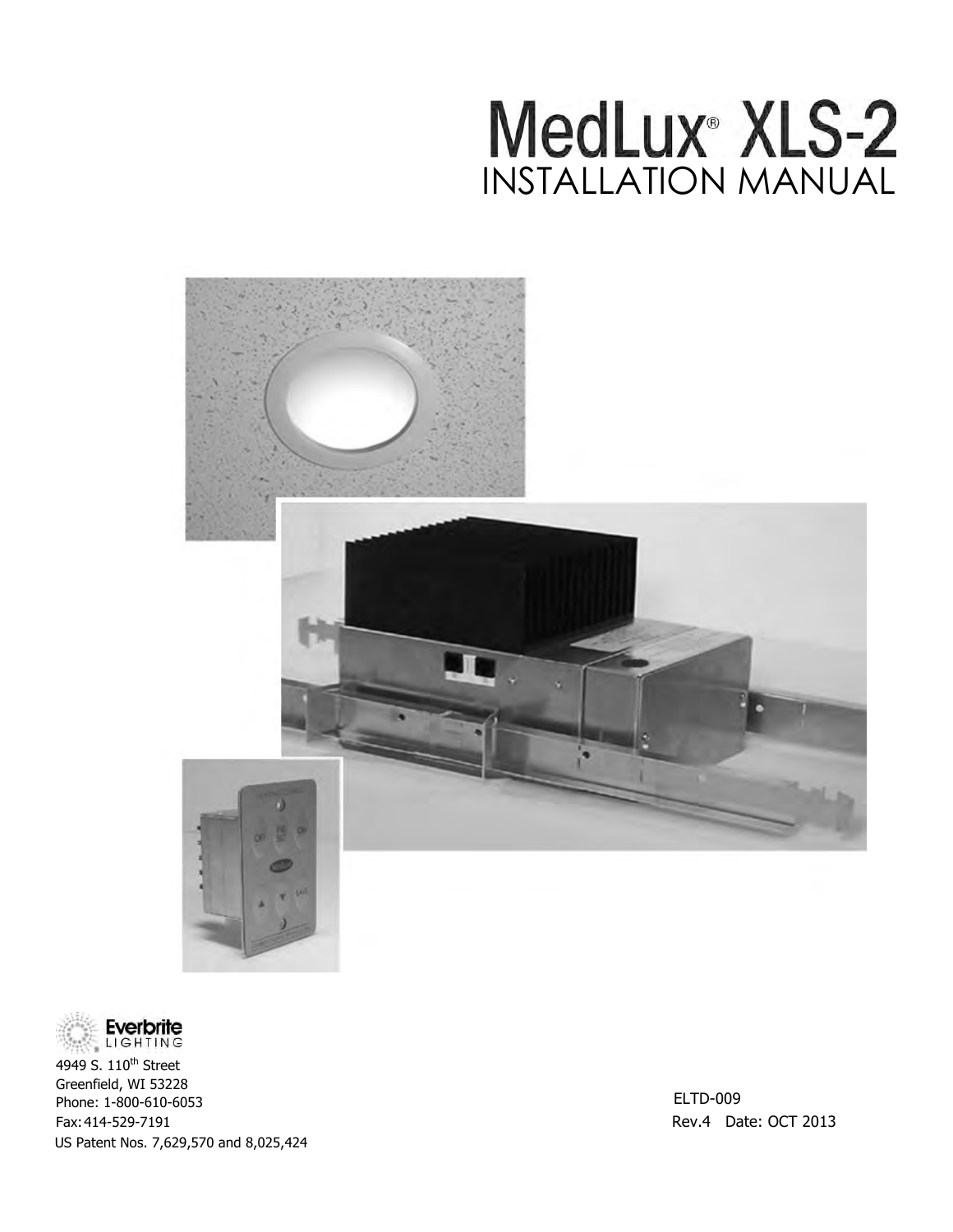# MedLux® XLS-2

## INSTALLATION MANUAL

Everbrite LIGHTING

4949 S. 110th Street
Greenfield, WI 53228
Phone: 1-800-610-6053
Fax: 414-529-7191
US Patent Nos. 7,629,570 and 8,025,424

ELTD-009
Rev.4 Date: OCT 2013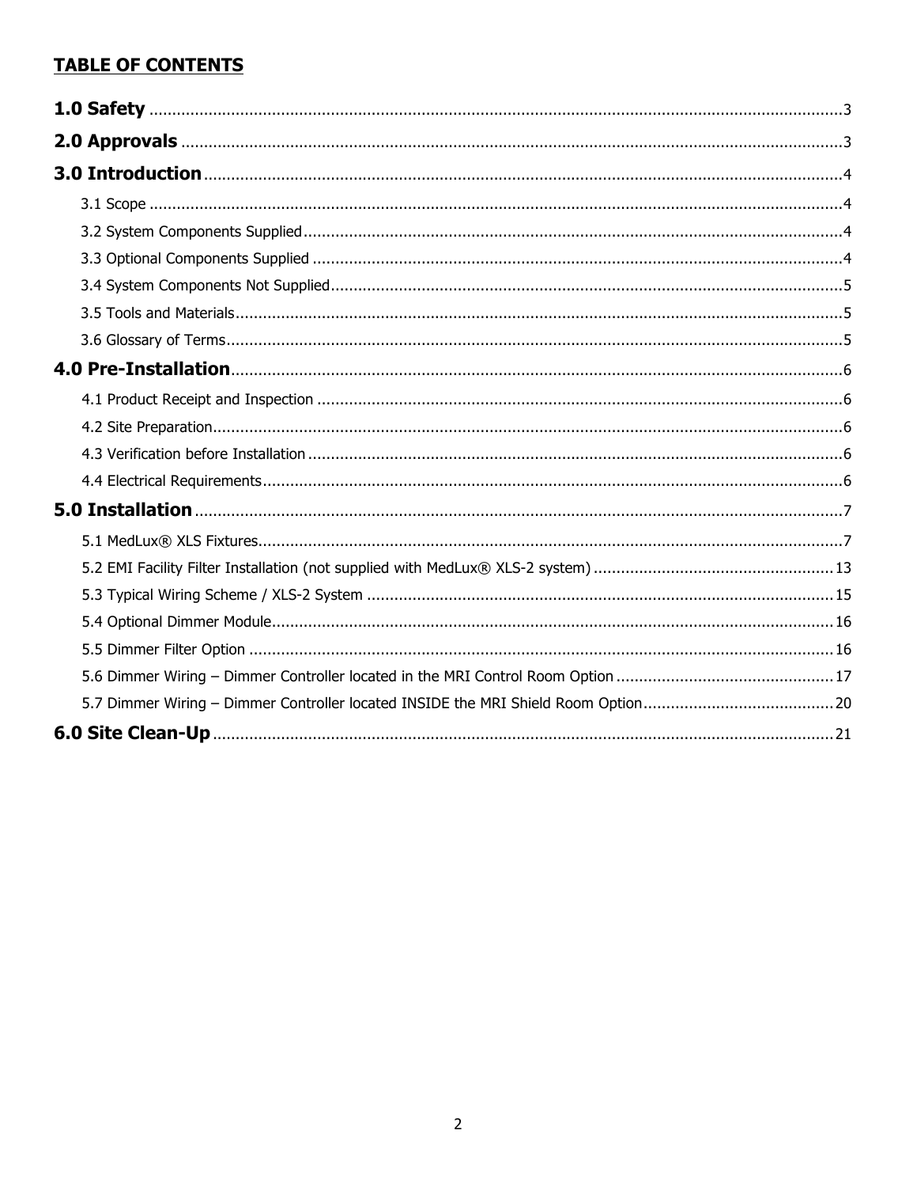# TABLE OF CONTENTS

**1.0 Safety** ........................................................................ 3

**2.0 Approvals** ........................................................................ 3

**3.0 Introduction** ........................................................................ 4

- 3.1 Scope ........................................................................ 4
- 3.2 System Components Supplied ........................................................................ 4
- 3.3 Optional Components Supplied ........................................................................ 4
- 3.4 System Components Not Supplied ........................................................................ 5
- 3.5 Tools and Materials ........................................................................ 5
- 3.6 Glossary of Terms ........................................................................ 5

**4.0 Pre-Installation** ........................................................................ 6

- 4.1 Product Receipt and Inspection ........................................................................ 6
- 4.2 Site Preparation ........................................................................ 6
- 4.3 Verification before Installation ........................................................................ 6
- 4.4 Electrical Requirements ........................................................................ 6

**5.0 Installation** ........................................................................ 7

- 5.1 MedLux® XLS Fixtures ........................................................................ 7
- 5.2 EMI Facility Filter Installation (not supplied with MedLux® XLS-2 system) ........................................................................ 13
- 5.3 Typical Wiring Scheme / XLS-2 System ........................................................................ 15
- 5.4 Optional Dimmer Module ........................................................................ 16
- 5.5 Dimmer Filter Option ........................................................................ 16
- 5.6 Dimmer Wiring – Dimmer Controller located in the MRI Control Room Option ........................................................................ 17
- 5.7 Dimmer Wiring – Dimmer Controller located INSIDE the MRI Shield Room Option ........................................................................ 20

**6.0 Site Clean-Up** ........................................................................ 21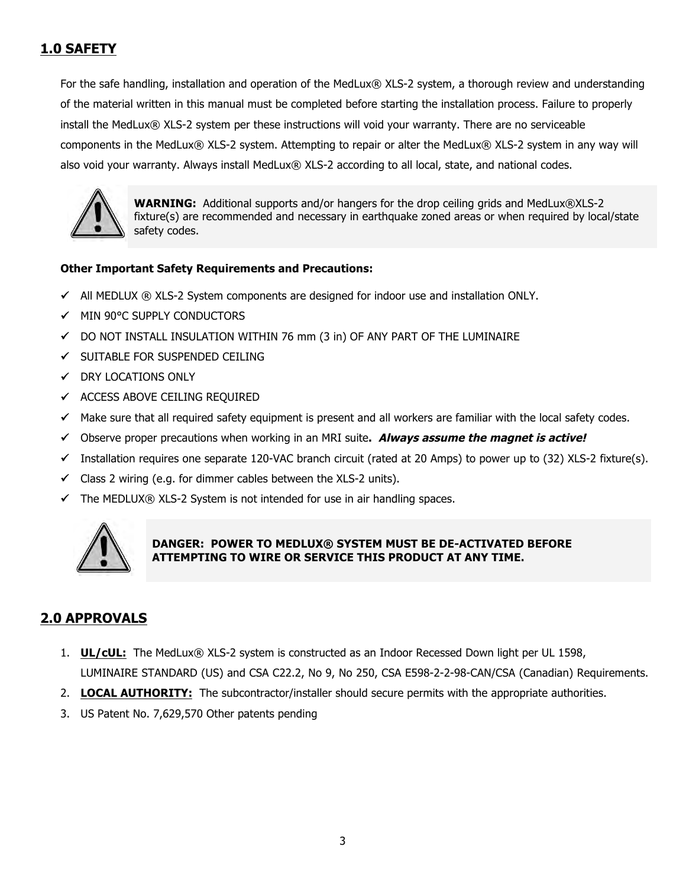## 1.0 SAFETY

For the safe handling, installation and operation of the MedLux® XLS-2 system, a thorough review and understanding of the material written in this manual must be completed before starting the installation process. Failure to properly install the MedLux® XLS-2 system per these instructions will void your warranty. There are no serviceable components in the MedLux® XLS-2 system. Attempting to repair or alter the MedLux® XLS-2 system in any way will also void your warranty. Always install MedLux® XLS-2 according to all local, state, and national codes.

> **WARNING:** Additional supports and/or hangers for the drop ceiling grids and MedLux®XLS-2 fixture(s) are recommended and necessary in earthquake zoned areas or when required by local/state safety codes.

**Other Important Safety Requirements and Precautions:**

- ✓ All MEDLUX ® XLS-2 System components are designed for indoor use and installation ONLY.
- ✓ MIN 90°C SUPPLY CONDUCTORS
- ✓ DO NOT INSTALL INSULATION WITHIN 76 mm (3 in) OF ANY PART OF THE LUMINAIRE
- ✓ SUITABLE FOR SUSPENDED CEILING
- ✓ DRY LOCATIONS ONLY
- ✓ ACCESS ABOVE CEILING REQUIRED
- ✓ Make sure that all required safety equipment is present and all workers are familiar with the local safety codes.
- ✓ Observe proper precautions when working in an MRI suite**.** ***Always assume the magnet is active!***
- ✓ Installation requires one separate 120-VAC branch circuit (rated at 20 Amps) to power up to (32) XLS-2 fixture(s).
- ✓ Class 2 wiring (e.g. for dimmer cables between the XLS-2 units).
- ✓ The MEDLUX® XLS-2 System is not intended for use in air handling spaces.

> **DANGER: POWER TO MEDLUX® SYSTEM MUST BE DE-ACTIVATED BEFORE ATTEMPTING TO WIRE OR SERVICE THIS PRODUCT AT ANY TIME.**

## 2.0 APPROVALS

1. **UL/cUL:** The MedLux® XLS-2 system is constructed as an Indoor Recessed Down light per UL 1598, LUMINAIRE STANDARD (US) and CSA C22.2, No 9, No 250, CSA E598-2-2-98-CAN/CSA (Canadian) Requirements.
2. **LOCAL AUTHORITY:** The subcontractor/installer should secure permits with the appropriate authorities.
3. US Patent No. 7,629,570 Other patents pending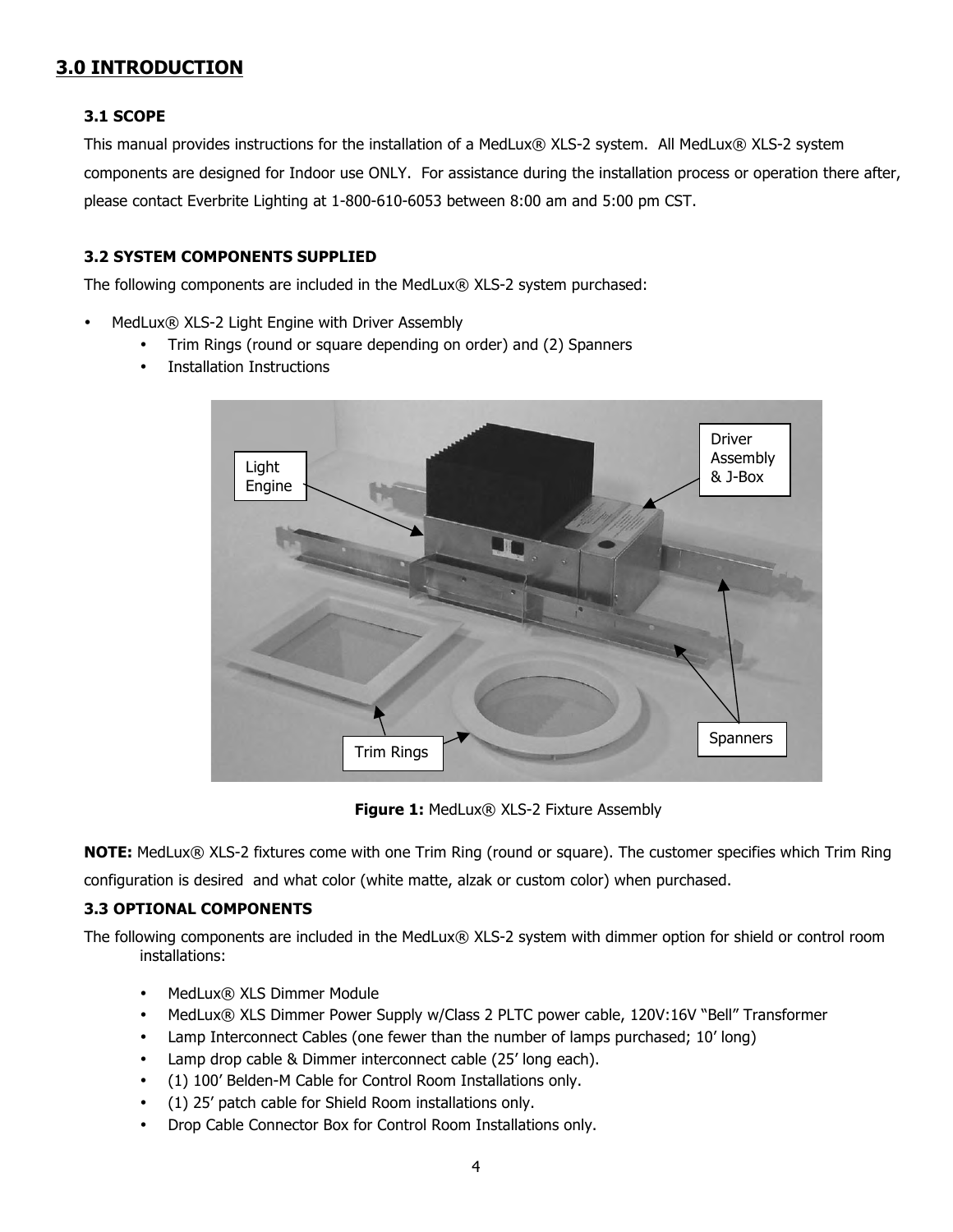# 3.0 INTRODUCTION

### 3.1 SCOPE

This manual provides instructions for the installation of a MedLux® XLS-2 system. All MedLux® XLS-2 system components are designed for Indoor use ONLY. For assistance during the installation process or operation there after, please contact Everbrite Lighting at 1-800-610-6053 between 8:00 am and 5:00 pm CST.

### 3.2 SYSTEM COMPONENTS SUPPLIED

The following components are included in the MedLux® XLS-2 system purchased:

- MedLux® XLS-2 Light Engine with Driver Assembly
    - Trim Rings (round or square depending on order) and (2) Spanners
    - Installation Instructions

**Figure 1:** MedLux® XLS-2 Fixture Assembly

**NOTE:** MedLux® XLS-2 fixtures come with one Trim Ring (round or square). The customer specifies which Trim Ring configuration is desired and what color (white matte, alzak or custom color) when purchased.

### 3.3 OPTIONAL COMPONENTS

The following components are included in the MedLux® XLS-2 system with dimmer option for shield or control room installations:

- MedLux® XLS Dimmer Module
- MedLux® XLS Dimmer Power Supply w/Class 2 PLTC power cable, 120V:16V "Bell" Transformer
- Lamp Interconnect Cables (one fewer than the number of lamps purchased; 10' long)
- Lamp drop cable & Dimmer interconnect cable (25' long each).
- (1) 100' Belden-M Cable for Control Room Installations only.
- (1) 25' patch cable for Shield Room installations only.
- Drop Cable Connector Box for Control Room Installations only.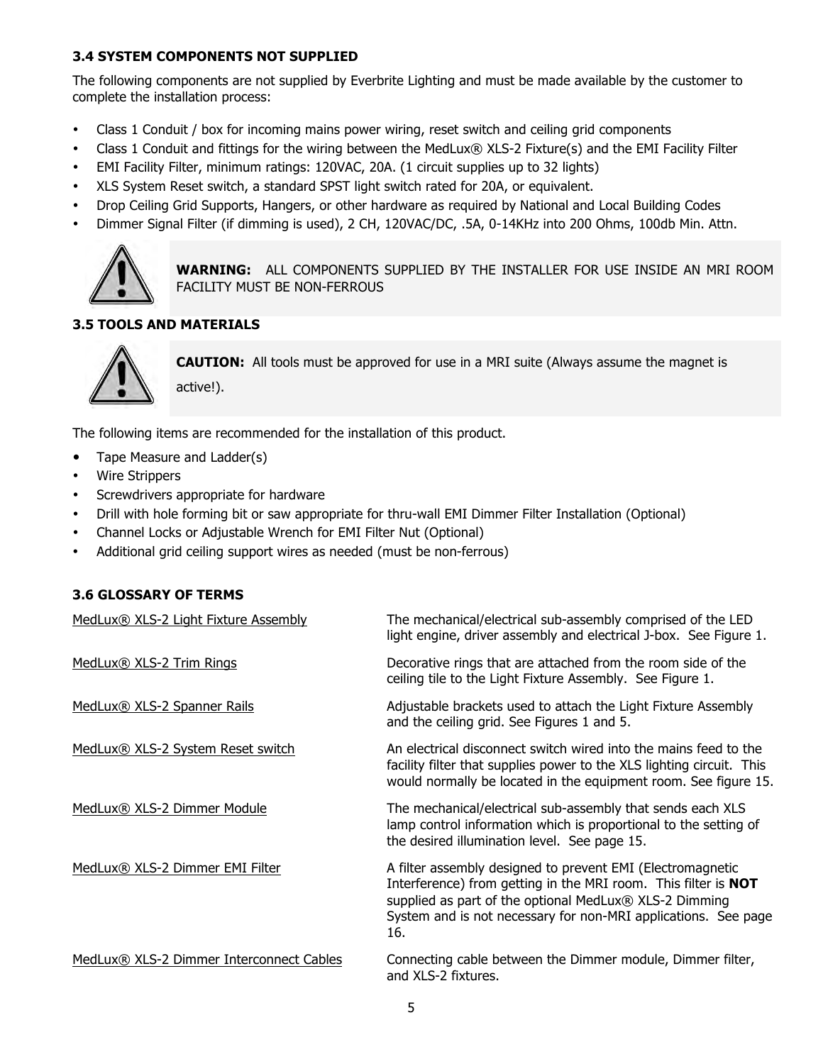### 3.4 SYSTEM COMPONENTS NOT SUPPLIED

The following components are not supplied by Everbrite Lighting and must be made available by the customer to complete the installation process:

- Class 1 Conduit / box for incoming mains power wiring, reset switch and ceiling grid components
- Class 1 Conduit and fittings for the wiring between the MedLux® XLS-2 Fixture(s) and the EMI Facility Filter
- EMI Facility Filter, minimum ratings: 120VAC, 20A. (1 circuit supplies up to 32 lights)
- XLS System Reset switch, a standard SPST light switch rated for 20A, or equivalent.
- Drop Ceiling Grid Supports, Hangers, or other hardware as required by National and Local Building Codes
- Dimmer Signal Filter (if dimming is used), 2 CH, 120VAC/DC, .5A, 0-14KHz into 200 Ohms, 100db Min. Attn.

**WARNING:** ALL COMPONENTS SUPPLIED BY THE INSTALLER FOR USE INSIDE AN MRI ROOM FACILITY MUST BE NON-FERROUS

### 3.5 TOOLS AND MATERIALS

**CAUTION:** All tools must be approved for use in a MRI suite (Always assume the magnet is active!).

The following items are recommended for the installation of this product.

- Tape Measure and Ladder(s)
- Wire Strippers
- Screwdrivers appropriate for hardware
- Drill with hole forming bit or saw appropriate for thru-wall EMI Dimmer Filter Installation (Optional)
- Channel Locks or Adjustable Wrench for EMI Filter Nut (Optional)
- Additional grid ceiling support wires as needed (must be non-ferrous)

### 3.6 GLOSSARY OF TERMS

| Term | Definition |
| --- | --- |
| MedLux® XLS-2 Light Fixture Assembly | The mechanical/electrical sub-assembly comprised of the LED light engine, driver assembly and electrical J-box. See Figure 1. |
| MedLux® XLS-2 Trim Rings | Decorative rings that are attached from the room side of the ceiling tile to the Light Fixture Assembly. See Figure 1. |
| MedLux® XLS-2 Spanner Rails | Adjustable brackets used to attach the Light Fixture Assembly and the ceiling grid. See Figures 1 and 5. |
| MedLux® XLS-2 System Reset switch | An electrical disconnect switch wired into the mains feed to the facility filter that supplies power to the XLS lighting circuit. This would normally be located in the equipment room. See figure 15. |
| MedLux® XLS-2 Dimmer Module | The mechanical/electrical sub-assembly that sends each XLS lamp control information which is proportional to the setting of the desired illumination level. See page 15. |
| MedLux® XLS-2 Dimmer EMI Filter | A filter assembly designed to prevent EMI (Electromagnetic Interference) from getting in the MRI room. This filter is **NOT** supplied as part of the optional MedLux® XLS-2 Dimming System and is not necessary for non-MRI applications. See page 16. |
| MedLux® XLS-2 Dimmer Interconnect Cables | Connecting cable between the Dimmer module, Dimmer filter, and XLS-2 fixtures. |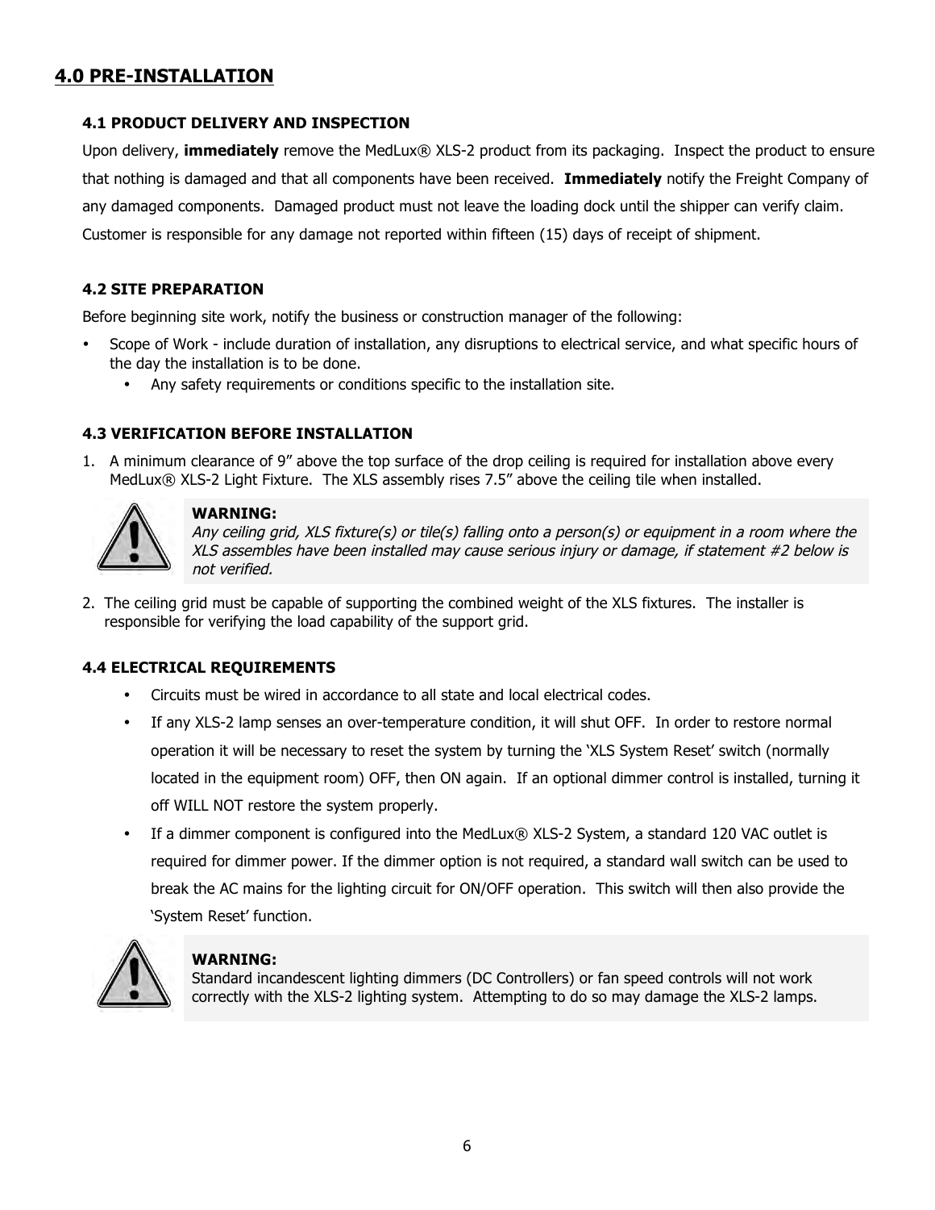# 4.0 PRE-INSTALLATION

## 4.1 PRODUCT DELIVERY AND INSPECTION

Upon delivery, **immediately** remove the MedLux® XLS-2 product from its packaging. Inspect the product to ensure that nothing is damaged and that all components have been received. **Immediately** notify the Freight Company of any damaged components. Damaged product must not leave the loading dock until the shipper can verify claim. Customer is responsible for any damage not reported within fifteen (15) days of receipt of shipment.

## 4.2 SITE PREPARATION

Before beginning site work, notify the business or construction manager of the following:

- Scope of Work - include duration of installation, any disruptions to electrical service, and what specific hours of the day the installation is to be done.
  - Any safety requirements or conditions specific to the installation site.

## 4.3 VERIFICATION BEFORE INSTALLATION

1. A minimum clearance of 9" above the top surface of the drop ceiling is required for installation above every MedLux® XLS-2 Light Fixture. The XLS assembly rises 7.5" above the ceiling tile when installed.

> **WARNING:**
> *Any ceiling grid, XLS fixture(s) or tile(s) falling onto a person(s) or equipment in a room where the XLS assembles have been installed may cause serious injury or damage, if statement #2 below is not verified.*

2. The ceiling grid must be capable of supporting the combined weight of the XLS fixtures. The installer is responsible for verifying the load capability of the support grid.

## 4.4 ELECTRICAL REQUIREMENTS

- Circuits must be wired in accordance to all state and local electrical codes.
- If any XLS-2 lamp senses an over-temperature condition, it will shut OFF. In order to restore normal operation it will be necessary to reset the system by turning the 'XLS System Reset' switch (normally located in the equipment room) OFF, then ON again. If an optional dimmer control is installed, turning it off WILL NOT restore the system properly.
- If a dimmer component is configured into the MedLux® XLS-2 System, a standard 120 VAC outlet is required for dimmer power. If the dimmer option is not required, a standard wall switch can be used to break the AC mains for the lighting circuit for ON/OFF operation. This switch will then also provide the 'System Reset' function.

> **WARNING:**
> Standard incandescent lighting dimmers (DC Controllers) or fan speed controls will not work correctly with the XLS-2 lighting system. Attempting to do so may damage the XLS-2 lamps.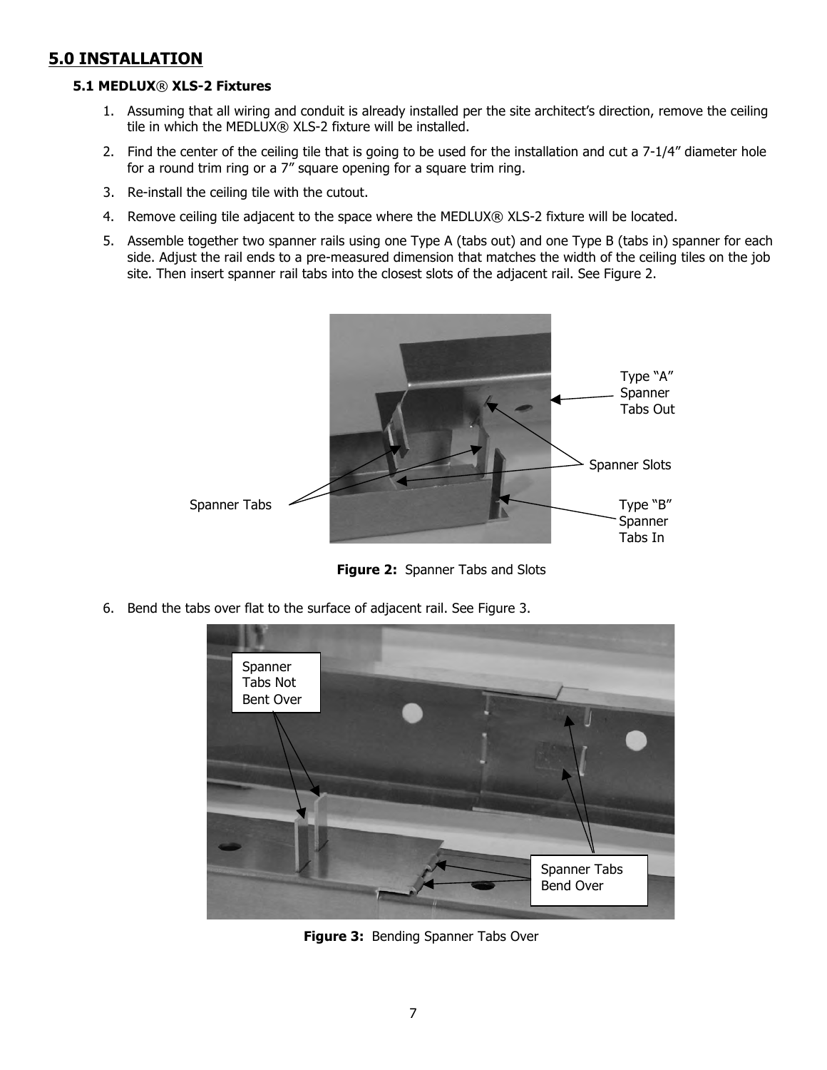# 5.0 INSTALLATION

## 5.1 MEDLUX® XLS-2 Fixtures

1. Assuming that all wiring and conduit is already installed per the site architect's direction, remove the ceiling tile in which the MEDLUX® XLS-2 fixture will be installed.
2. Find the center of the ceiling tile that is going to be used for the installation and cut a 7-1/4" diameter hole for a round trim ring or a 7" square opening for a square trim ring.
3. Re-install the ceiling tile with the cutout.
4. Remove ceiling tile adjacent to the space where the MEDLUX® XLS-2 fixture will be located.
5. Assemble together two spanner rails using one Type A (tabs out) and one Type B (tabs in) spanner for each side. Adjust the rail ends to a pre-measured dimension that matches the width of the ceiling tiles on the job site. Then insert spanner rail tabs into the closest slots of the adjacent rail. See Figure 2.

Type "A" Spanner Tabs Out

Spanner Slots

Spanner Tabs

Type "B" Spanner Tabs In

**Figure 2:** Spanner Tabs and Slots

6. Bend the tabs over flat to the surface of adjacent rail. See Figure 3.

Spanner Tabs Not Bent Over

Spanner Tabs Bend Over

**Figure 3:** Bending Spanner Tabs Over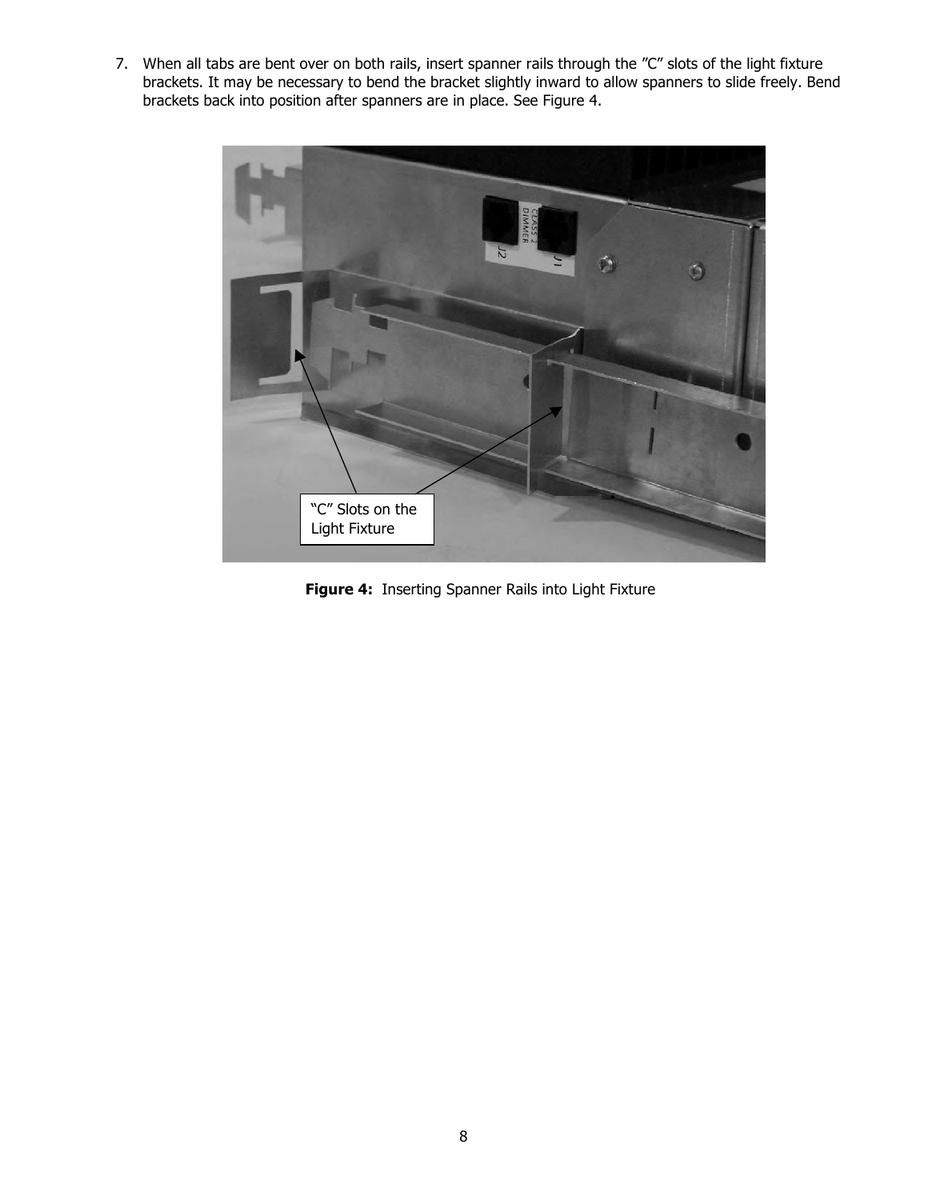7. When all tabs are bent over on both rails, insert spanner rails through the "C" slots of the light fixture brackets. It may be necessary to bend the bracket slightly inward to allow spanners to slide freely. Bend brackets back into position after spanners are in place. See Figure 4.

**Figure 4:** Inserting Spanner Rails into Light Fixture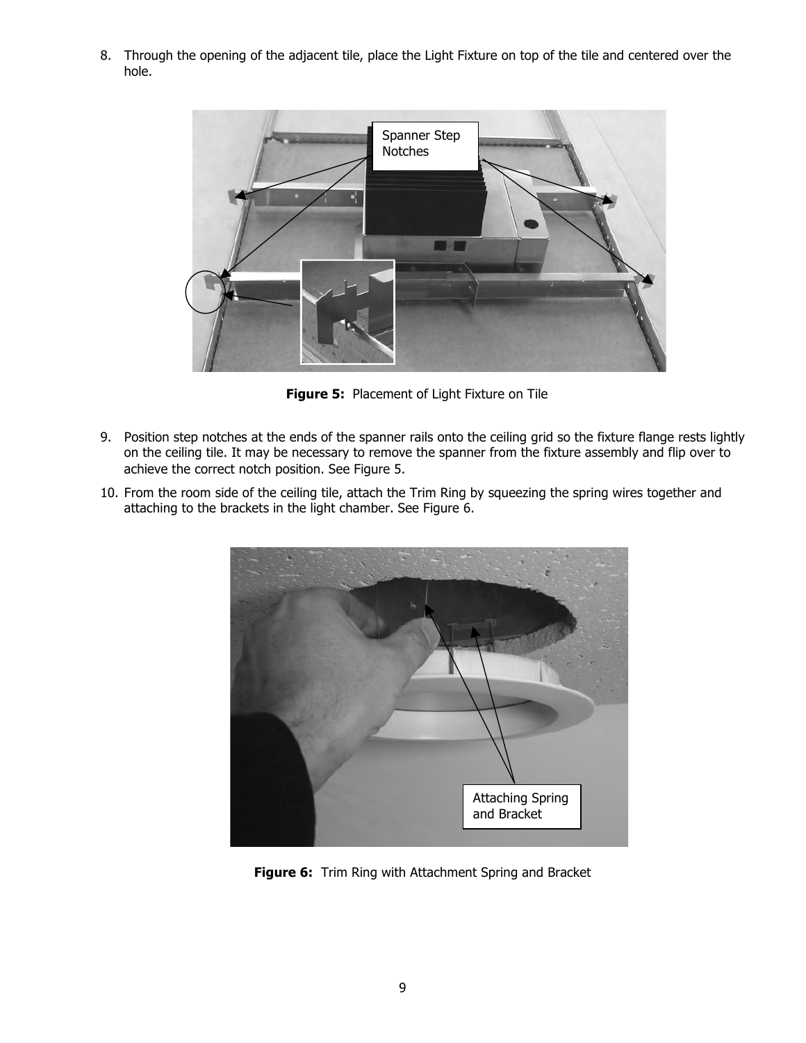8. Through the opening of the adjacent tile, place the Light Fixture on top of the tile and centered over the hole.

**Figure 5:** Placement of Light Fixture on Tile

9. Position step notches at the ends of the spanner rails onto the ceiling grid so the fixture flange rests lightly on the ceiling tile. It may be necessary to remove the spanner from the fixture assembly and flip over to achieve the correct notch position. See Figure 5.
10. From the room side of the ceiling tile, attach the Trim Ring by squeezing the spring wires together and attaching to the brackets in the light chamber. See Figure 6.

**Figure 6:** Trim Ring with Attachment Spring and Bracket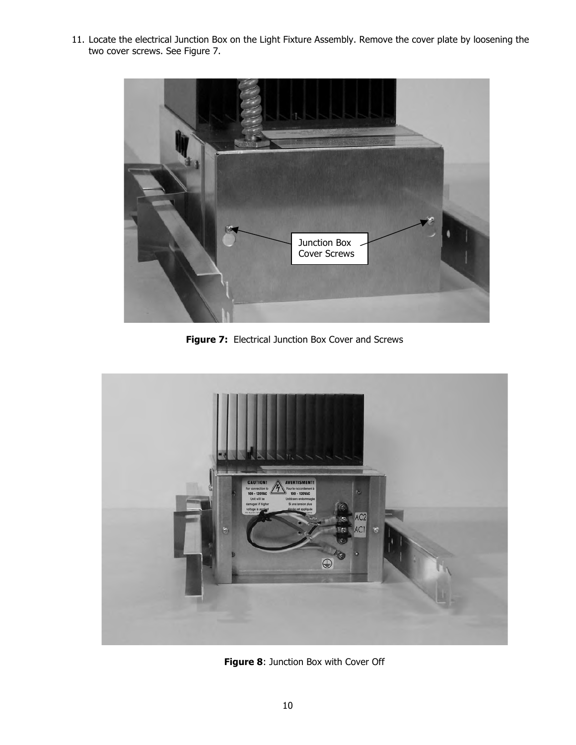11. Locate the electrical Junction Box on the Light Fixture Assembly. Remove the cover plate by loosening the two cover screws. See Figure 7.

**Figure 7:** Electrical Junction Box Cover and Screws

**Figure 8**: Junction Box with Cover Off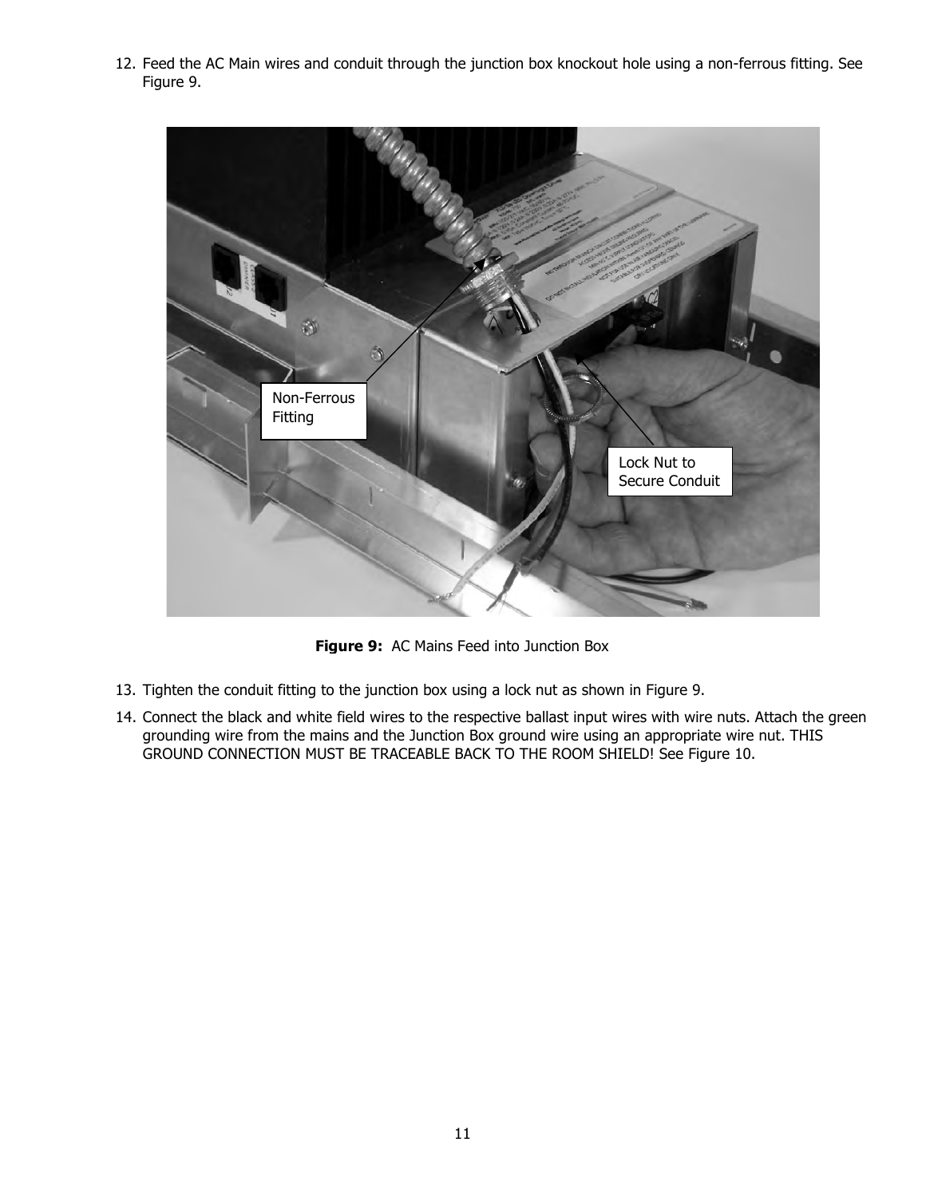12. Feed the AC Main wires and conduit through the junction box knockout hole using a non-ferrous fitting. See Figure 9.

**Figure 9:** AC Mains Feed into Junction Box

13. Tighten the conduit fitting to the junction box using a lock nut as shown in Figure 9.
14. Connect the black and white field wires to the respective ballast input wires with wire nuts. Attach the green grounding wire from the mains and the Junction Box ground wire using an appropriate wire nut. THIS GROUND CONNECTION MUST BE TRACEABLE BACK TO THE ROOM SHIELD! See Figure 10.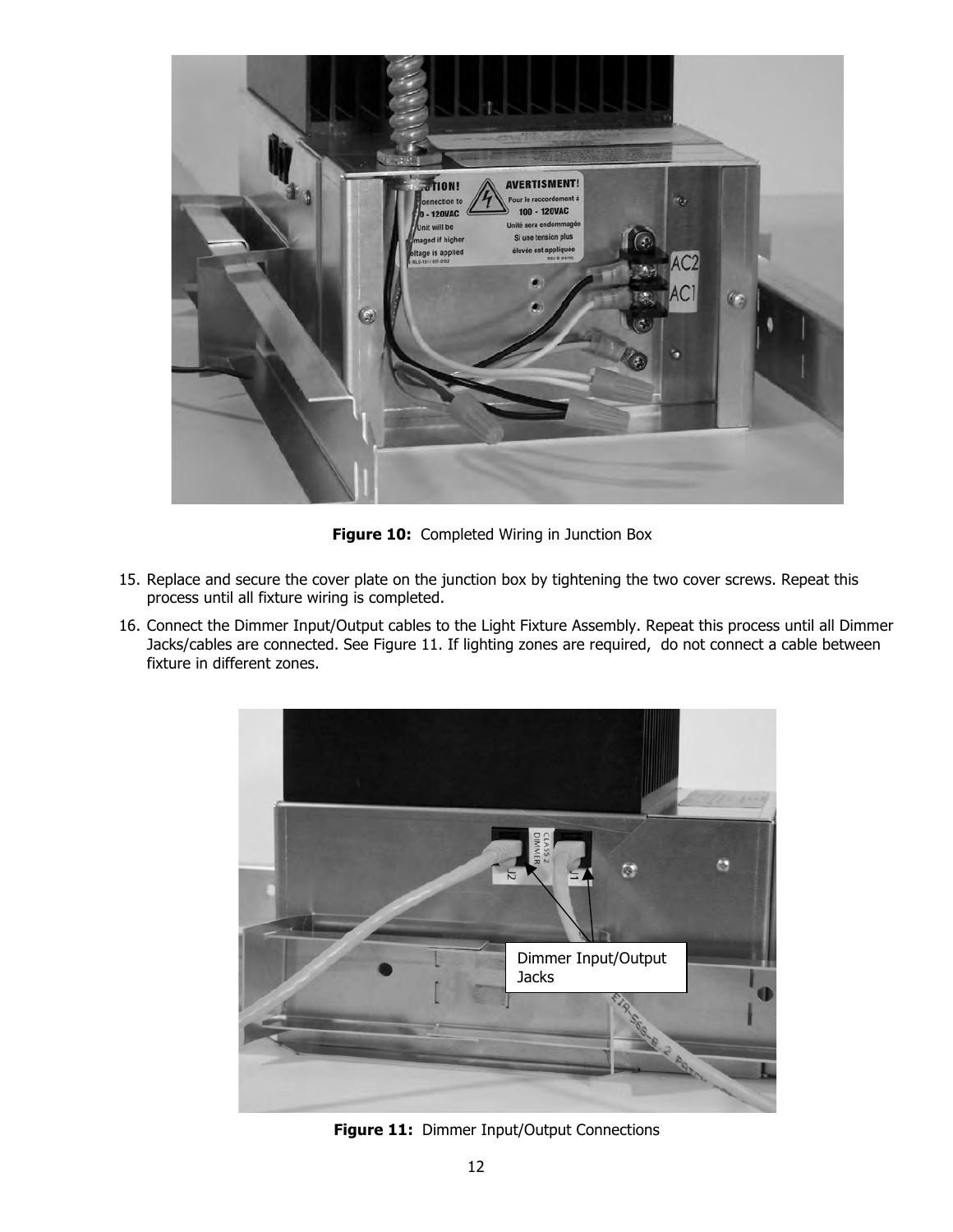**Figure 10:** Completed Wiring in Junction Box

15. Replace and secure the cover plate on the junction box by tightening the two cover screws. Repeat this process until all fixture wiring is completed.
16. Connect the Dimmer Input/Output cables to the Light Fixture Assembly. Repeat this process until all Dimmer Jacks/cables are connected. See Figure 11. If lighting zones are required,  do not connect a cable between fixture in different zones.

**Figure 11:** Dimmer Input/Output Connections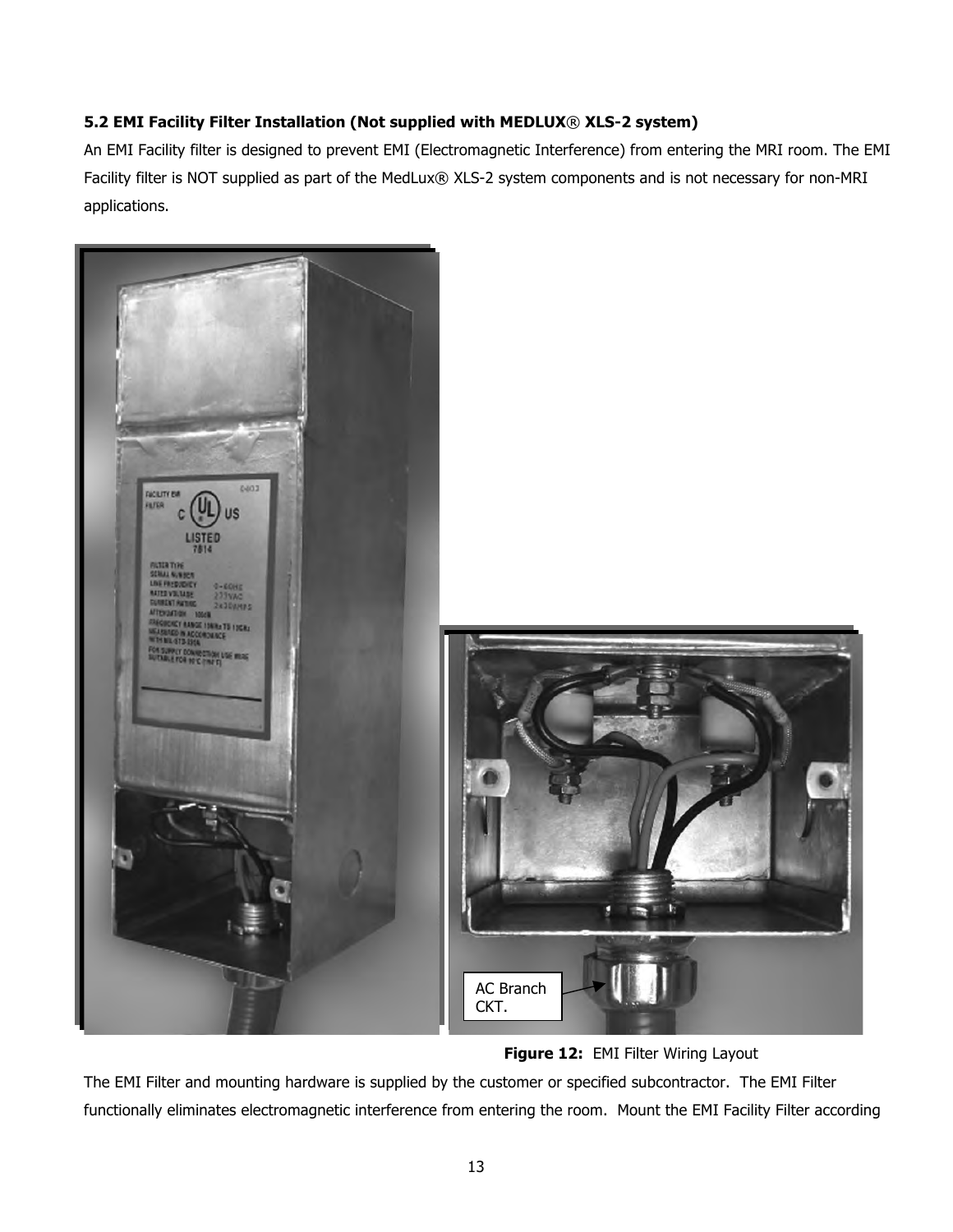### 5.2 EMI Facility Filter Installation (Not supplied with MEDLUX® XLS-2 system)

An EMI Facility filter is designed to prevent EMI (Electromagnetic Interference) from entering the MRI room. The EMI Facility filter is NOT supplied as part of the MedLux® XLS-2 system components and is not necessary for non-MRI applications.

**Figure 12:** EMI Filter Wiring Layout

The EMI Filter and mounting hardware is supplied by the customer or specified subcontractor. The EMI Filter functionally eliminates electromagnetic interference from entering the room. Mount the EMI Facility Filter according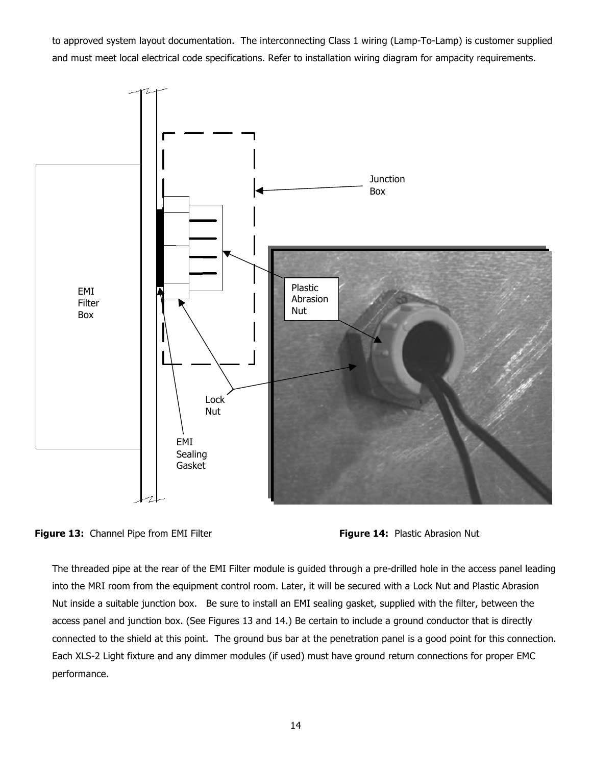to approved system layout documentation.  The interconnecting Class 1 wiring (Lamp-To-Lamp) is customer supplied and must meet local electrical code specifications. Refer to installation wiring diagram for ampacity requirements.

Junction Box

Plastic Abrasion Nut

EMI Filter Box

Lock Nut

EMI Sealing Gasket

**Figure 13:** Channel Pipe from EMI Filter

**Figure 14:** Plastic Abrasion Nut

The threaded pipe at the rear of the EMI Filter module is guided through a pre-drilled hole in the access panel leading into the MRI room from the equipment control room. Later, it will be secured with a Lock Nut and Plastic Abrasion Nut inside a suitable junction box.   Be sure to install an EMI sealing gasket, supplied with the filter, between the access panel and junction box. (See Figures 13 and 14.) Be certain to include a ground conductor that is directly connected to the shield at this point.  The ground bus bar at the penetration panel is a good point for this connection. Each XLS-2 Light fixture and any dimmer modules (if used) must have ground return connections for proper EMC performance.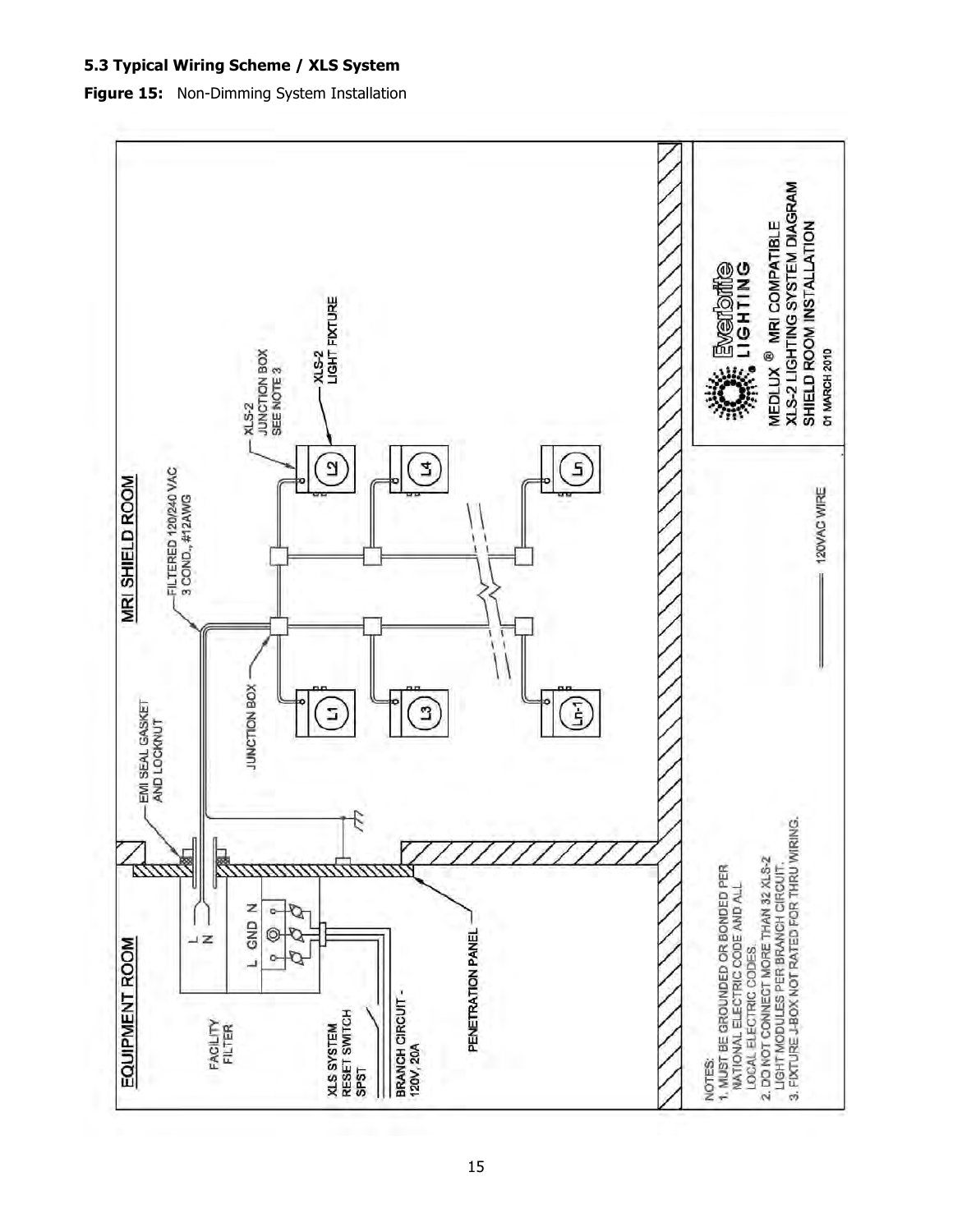### 5.3 Typical Wiring Scheme / XLS System

**Figure 15:** Non-Dimming System Installation

EQUIPMENT ROOM

MRI SHIELD ROOM

FACILITY FILTER

L N

L GND N

XLS SYSTEM RESET SWITCH SPST

BRANCH CIRCUIT - 120V, 20A

PENETRATION PANEL

EMI SEAL GASKET AND LOCKNUT

FILTERED 120/240 VAC 3 COND., #12AWG

JUNCTION BOX

XLS-2 JUNCTION BOX SEE NOTE 3

XLS-2 LIGHT FIXTURE

L1 L2 L3 L4 Ln-1 Ln

120VAC WIRE

NOTES:
1. MUST BE GROUNDED OR BONDED PER NATIONAL ELECTRIC CODE AND ALL LOCAL ELECTRIC CODES.
2. DO NOT CONNECT MORE THAN 32 XLS-2 LIGHT MODULES PER BRANCH CIRCUIT.
3. FIXTURE J-BOX NOT RATED FOR THRU WIRING.

Everbrite® LIGHTING

MEDLUX ® MRI COMPATIBLE
XLS-2 LIGHTING SYSTEM DIAGRAM
SHIELD ROOM INSTALLATION
01 MARCH 2010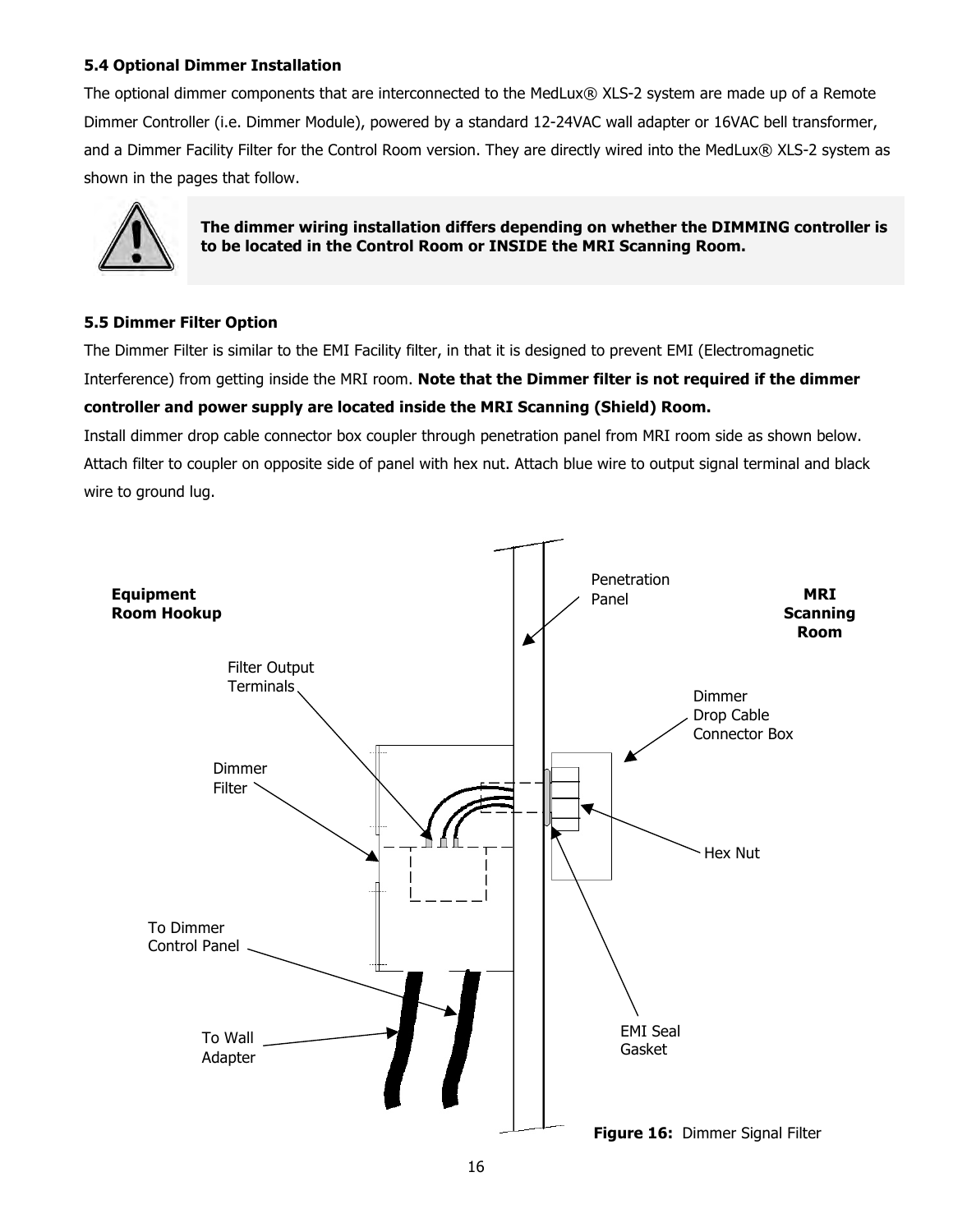### 5.4 Optional Dimmer Installation

The optional dimmer components that are interconnected to the MedLux® XLS-2 system are made up of a Remote Dimmer Controller (i.e. Dimmer Module), powered by a standard 12-24VAC wall adapter or 16VAC bell transformer, and a Dimmer Facility Filter for the Control Room version. They are directly wired into the MedLux® XLS-2 system as shown in the pages that follow.

**The dimmer wiring installation differs depending on whether the DIMMING controller is to be located in the Control Room or INSIDE the MRI Scanning Room.**

### 5.5 Dimmer Filter Option

The Dimmer Filter is similar to the EMI Facility filter, in that it is designed to prevent EMI (Electromagnetic Interference) from getting inside the MRI room. **Note that the Dimmer filter is not required if the dimmer controller and power supply are located inside the MRI Scanning (Shield) Room.**

Install dimmer drop cable connector box coupler through penetration panel from MRI room side as shown below. Attach filter to coupler on opposite side of panel with hex nut. Attach blue wire to output signal terminal and black wire to ground lug.

**Equipment Room Hookup**

**MRI Scanning Room**

Penetration Panel

Filter Output Terminals

Dimmer Drop Cable Connector Box

Dimmer Filter

Hex Nut

To Dimmer Control Panel

To Wall Adapter

EMI Seal Gasket

**Figure 16:** Dimmer Signal Filter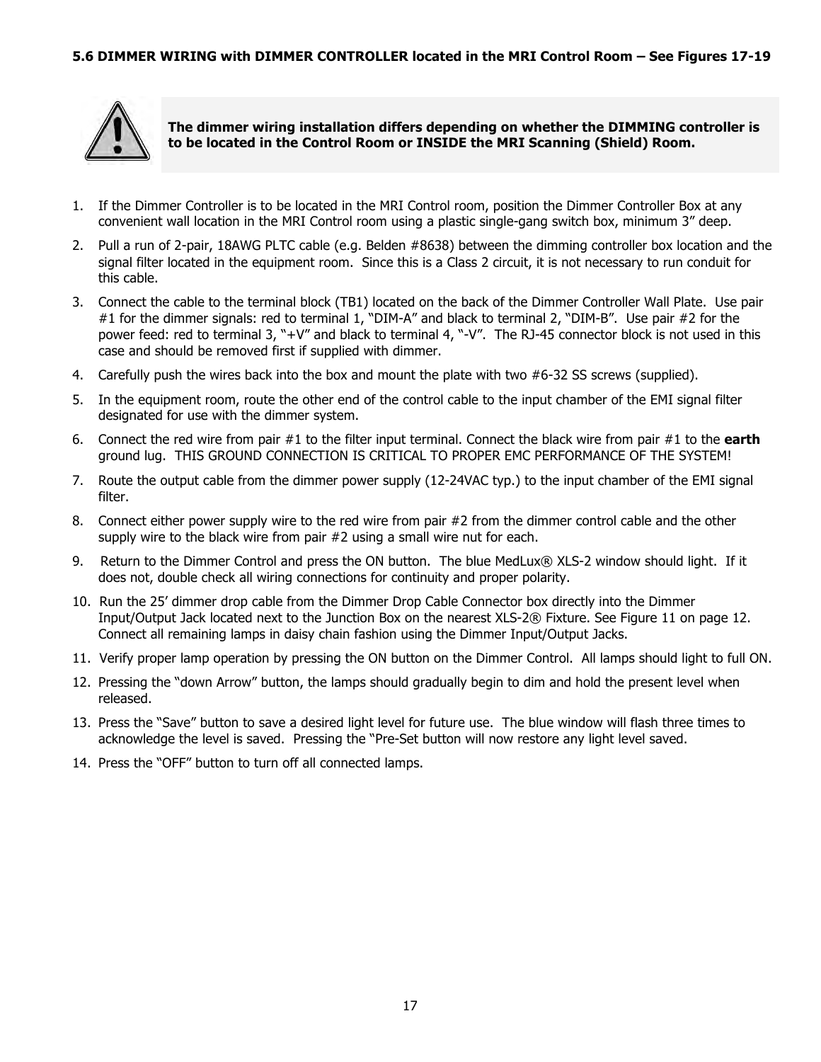### 5.6 DIMMER WIRING with DIMMER CONTROLLER located in the MRI Control Room – See Figures 17-19

**The dimmer wiring installation differs depending on whether the DIMMING controller is to be located in the Control Room or INSIDE the MRI Scanning (Shield) Room.**

1. If the Dimmer Controller is to be located in the MRI Control room, position the Dimmer Controller Box at any convenient wall location in the MRI Control room using a plastic single-gang switch box, minimum 3" deep.
2. Pull a run of 2-pair, 18AWG PLTC cable (e.g. Belden #8638) between the dimming controller box location and the signal filter located in the equipment room. Since this is a Class 2 circuit, it is not necessary to run conduit for this cable.
3. Connect the cable to the terminal block (TB1) located on the back of the Dimmer Controller Wall Plate. Use pair #1 for the dimmer signals: red to terminal 1, "DIM-A" and black to terminal 2, "DIM-B". Use pair #2 for the power feed: red to terminal 3, "+V" and black to terminal 4, "-V". The RJ-45 connector block is not used in this case and should be removed first if supplied with dimmer.
4. Carefully push the wires back into the box and mount the plate with two #6-32 SS screws (supplied).
5. In the equipment room, route the other end of the control cable to the input chamber of the EMI signal filter designated for use with the dimmer system.
6. Connect the red wire from pair #1 to the filter input terminal. Connect the black wire from pair #1 to the **earth** ground lug. THIS GROUND CONNECTION IS CRITICAL TO PROPER EMC PERFORMANCE OF THE SYSTEM!
7. Route the output cable from the dimmer power supply (12-24VAC typ.) to the input chamber of the EMI signal filter.
8. Connect either power supply wire to the red wire from pair #2 from the dimmer control cable and the other supply wire to the black wire from pair #2 using a small wire nut for each.
9. Return to the Dimmer Control and press the ON button. The blue MedLux® XLS-2 window should light. If it does not, double check all wiring connections for continuity and proper polarity.
10. Run the 25' dimmer drop cable from the Dimmer Drop Cable Connector box directly into the Dimmer Input/Output Jack located next to the Junction Box on the nearest XLS-2® Fixture. See Figure 11 on page 12. Connect all remaining lamps in daisy chain fashion using the Dimmer Input/Output Jacks.
11. Verify proper lamp operation by pressing the ON button on the Dimmer Control. All lamps should light to full ON.
12. Pressing the "down Arrow" button, the lamps should gradually begin to dim and hold the present level when released.
13. Press the "Save" button to save a desired light level for future use. The blue window will flash three times to acknowledge the level is saved. Pressing the "Pre-Set button will now restore any light level saved.
14. Press the "OFF" button to turn off all connected lamps.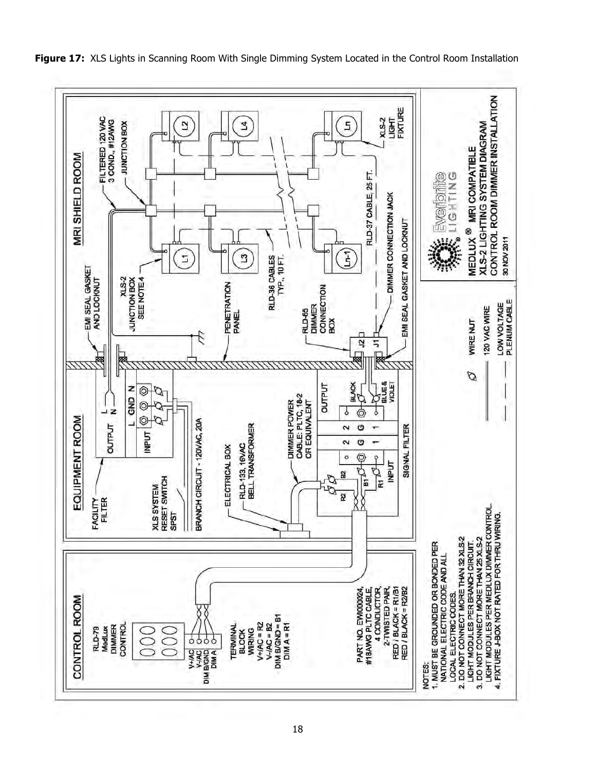**Figure 17:** XLS Lights in Scanning Room With Single Dimming System Located in the Control Room Installation

## CONTROL ROOM

RLD-79
MedLux
DIMMER
CONTROL

V+/AC
V-/AC
DIM B/GND
DIM A

TERMINAL
BLOCK
WIRING
V+/AC = R2
V-/AC = B2
DIM B/GND = B1
DIM A = R1

PART NO. EW000024,
#18AWG PLTC CABLE,
4 CONDUCTOR,
2-TWISTED PAIR,
RED / BLACK = R1/B1
RED / BLACK = R2/B2

## EQUIPMENT ROOM

FACILITY FILTER

OUTPUT L N

INPUT L GND N

XLS SYSTEM
RESET SWITCH
SPST

BRANCH CIRCUIT - 120VAC, 20A

ELECTRICAL BOX

RLD-133, 16VAC
BELL TRANSFORMER

DIMMER POWER
CABLE: PLTC, 18-2
OR EQUIVALENT

R2 B2 B1 R1

INPUT

2 G 1

2 G 1

OUTPUT

BLACK

BLUE & VIOLET

SIGNAL FILTER

## MRI SHIELD ROOM

EMI SEAL GASKET
AND LOCKNUT

XLS-2
JUNCTION BOX
SEE NOTE 4

PENETRATION
PANEL

RLD-36 CABLES
TYP., 10 FT.

RLD-65
DIMMER
CONNECTION
BOX

J2 J1

EMI SEAL GASKET AND LOCKNUT

DIMMER CONNECTION JACK

RLD-37 CABLE, 25 FT.

FILTERED 120 VAC
3 COND., #12AWG

JUNCTION BOX

L1 L2 L3 L4 Ln-1 Ln

XLS-2
LIGHT
FIXTURE

WIRE NUT

120 VAC WIRE

LOW VOLTAGE
PLENUM CABLE

NOTES:
1. MUST BE GROUNDED OR BONDED PER NATIONAL ELECTRIC CODE AND ALL LOCAL ELECTRIC CODES.
2. DO NOT CONNECT MORE THAN 32 XLS-2 LIGHT MODULES PER BRANCH CIRCUIT.
3. DO NOT CONNECT MORE THAN 25 XLS-2 LIGHT MODULES PER MEDLUX DIMMER CONTROL.
4. FIXTURE J-BOX NOT RATED FOR THRU WIRING.

Everbrite LIGHTING

MEDLUX ® MRI COMPATIBLE
XLS-2 LIGHTING SYSTEM DIAGRAM
CONTROL ROOM DIMMER INSTALLATION

30 NOV 2011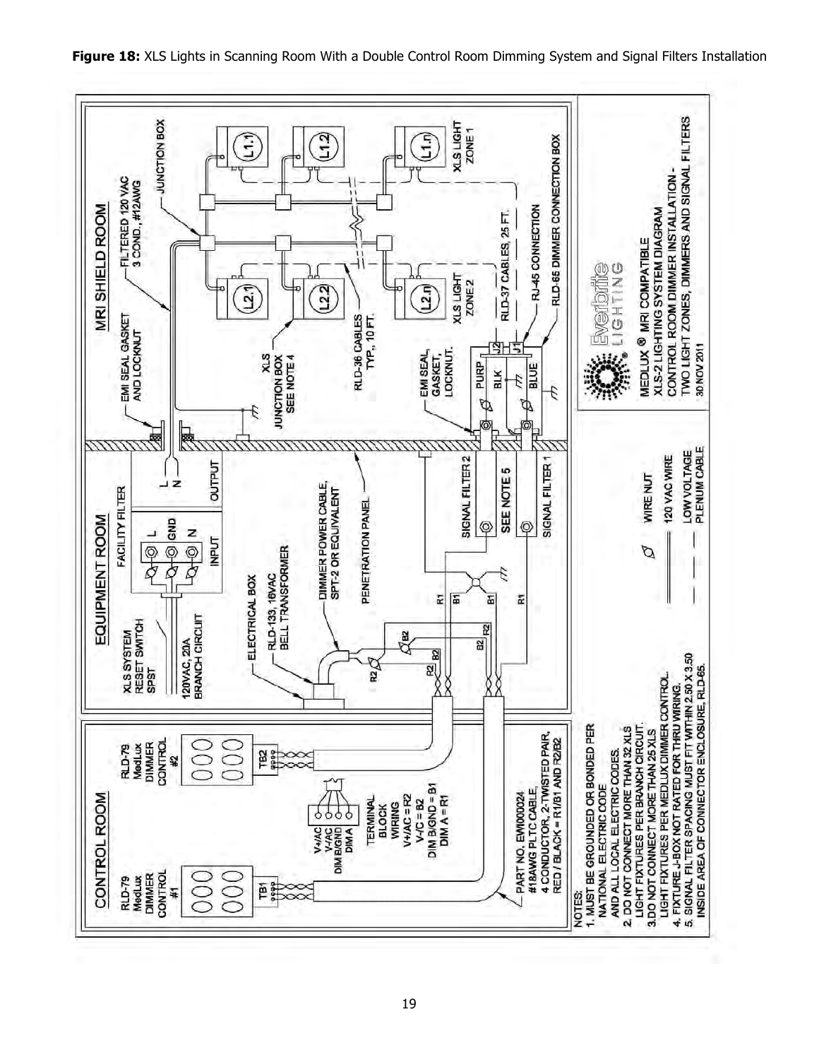**Figure 18:** XLS Lights in Scanning Room With a Double Control Room Dimming System and Signal Filters Installation

CONTROL ROOM

RLD-79 MedLux DIMMER CONTROL #1

RLD-79 MedLux DIMMER CONTROL #2

TB1

TB2

V+/AC
V-/AC
DIM B/GND
DIM A

TERMINAL BLOCK WIRING
V+/AC = R2
V-/C = B2
DIM B/GND = B1
DIM A = R1

PART NO. EWI000024
#18AWG PLTC CABLE,
4 CONDUCTOR, 2-TWISTED PAIR,
RED / BLACK = R1/B1 AND R2/B2

EQUIPMENT ROOM

XLS SYSTEM RESET SWITCH SPST

120VAC, 20A BRANCH CIRCUIT

FACILITY FILTER

L
GND
N
INPUT

L
N
OUTPUT

ELECTRICAL BOX

RLD-133, 16VAC BELL TRANSFORMER

DIMMER POWER CABLE, SPT-2 OR EQUIVALENT

PENETRATION PANEL

R2 B2 R1 B1

SIGNAL FILTER 2

SEE NOTE 5

SIGNAL FILTER 1

MRI SHIELD ROOM

EMI SEAL GASKET AND LOCKNUT

FILTERED 120 VAC 3 COND., #12AWG

JUNCTION BOX

L1.1 L1.2 L1.n

XLS LIGHT ZONE 1

L2.1 L2.2 L2.n

XLS LIGHT ZONE 2

XLS JUNCTION BOX SEE NOTE 4

RLD-36 CABLES TYP., 10 FT.

RLD-37 CABLES, 25 FT.

RJ-45 CONNECTION

RLD-65 DIMMER CONNECTION BOX

EMI SEAL, GASKET, LOCKNUT.

PURP
BLK
BLUE

J2
J1

WIRE NUT

120 VAC WIRE

LOW VOLTAGE PLENUM CABLE

NOTES:
1. MUST BE GROUNDED OR BONDED PER NATIONAL ELECTRIC CODE AND ALL LOCAL ELECTRIC CODES.
2. DO NOT CONNECT MORE THAN 32 XLS LIGHT FIXTURES PER BRANCH CIRCUIT.
3. DO NOT CONNECT MORE THAN 25 XLS LIGHT FIXTURES PER MEDLUX DIMMER CONTROL.
4. FIXTURE J-BOX NOT RATED FOR THRU WIRING.
5. SIGNAL FILTER SPACING MUST FIT WITHIN 2.50 X 3.50 INSIDE AREA OF CONNECTOR ENCLOSURE, RLD-65.

Everbrite LIGHTING

MEDLUX ® MRI COMPATIBLE
XLS-2 LIGHTING SYSTEM DIAGRAM
CONTROL ROOM DIMMER INSTALLATION -
TWO LIGHT ZONES, DIMMERS AND SIGNAL FILTERS
30 NOV 2011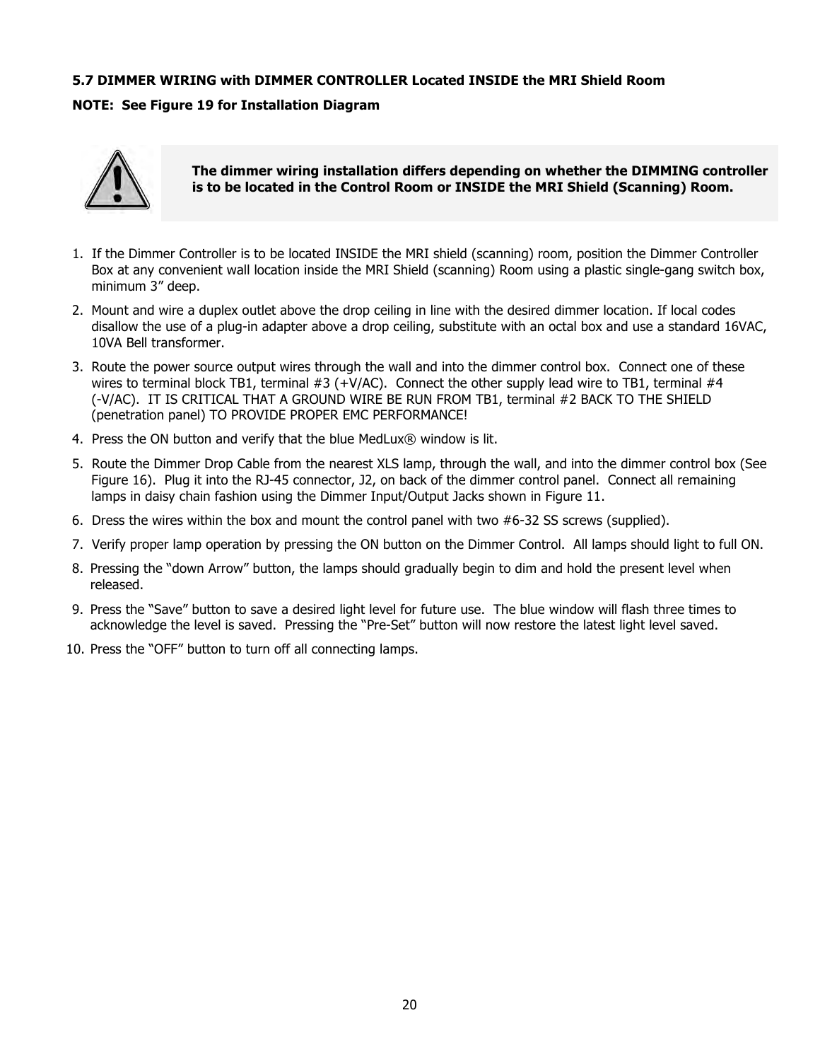**5.7 DIMMER WIRING with DIMMER CONTROLLER Located INSIDE the MRI Shield Room**

**NOTE: See Figure 19 for Installation Diagram**

**The dimmer wiring installation differs depending on whether the DIMMING controller is to be located in the Control Room or INSIDE the MRI Shield (Scanning) Room.**

1. If the Dimmer Controller is to be located INSIDE the MRI shield (scanning) room, position the Dimmer Controller Box at any convenient wall location inside the MRI Shield (scanning) Room using a plastic single-gang switch box, minimum 3” deep.
2. Mount and wire a duplex outlet above the drop ceiling in line with the desired dimmer location. If local codes disallow the use of a plug-in adapter above a drop ceiling, substitute with an octal box and use a standard 16VAC, 10VA Bell transformer.
3. Route the power source output wires through the wall and into the dimmer control box. Connect one of these wires to terminal block TB1, terminal #3 (+V/AC). Connect the other supply lead wire to TB1, terminal #4 (-V/AC). IT IS CRITICAL THAT A GROUND WIRE BE RUN FROM TB1, terminal #2 BACK TO THE SHIELD (penetration panel) TO PROVIDE PROPER EMC PERFORMANCE!
4. Press the ON button and verify that the blue MedLux® window is lit.
5. Route the Dimmer Drop Cable from the nearest XLS lamp, through the wall, and into the dimmer control box (See Figure 16). Plug it into the RJ-45 connector, J2, on back of the dimmer control panel. Connect all remaining lamps in daisy chain fashion using the Dimmer Input/Output Jacks shown in Figure 11.
6. Dress the wires within the box and mount the control panel with two #6-32 SS screws (supplied).
7. Verify proper lamp operation by pressing the ON button on the Dimmer Control. All lamps should light to full ON.
8. Pressing the “down Arrow” button, the lamps should gradually begin to dim and hold the present level when released.
9. Press the “Save” button to save a desired light level for future use. The blue window will flash three times to acknowledge the level is saved. Pressing the “Pre-Set” button will now restore the latest light level saved.
10. Press the “OFF” button to turn off all connecting lamps.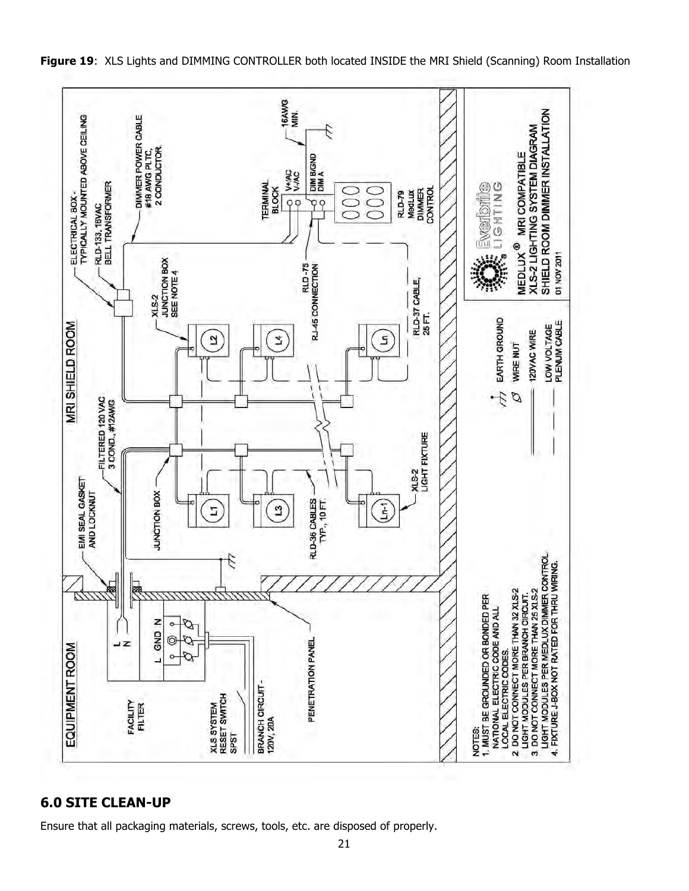**Figure 19**: XLS Lights and DIMMING CONTROLLER both located INSIDE the MRI Shield (Scanning) Room Installation

EQUIPMENT ROOM

MRI SHIELD ROOM

FACILITY FILTER

L GND N

L N

XLS SYSTEM RESET SWITCH SPST

BRANCH CIRCUIT - 120V, 20A

PENETRATION PANEL

EMI SEAL GASKET AND LOCKNUT

FILTERED 120 VAC 3 COND., #12AWG

JUNCTION BOX

ELECTRICAL BOX - TYPICALLY MOUNTED ABOVE CEILING

RLD-133, 16VAC BELL TRANSFORMER

DIMMER POWER CABLE #18 AWG PLTC, 2 CONDUCTOR.

XLS-2 JUNCTION BOX SEE NOTE 4

L1 L2 L3 L4 Ln-1 Ln

RLD-36 CABLES TYP., 10 FT.

XLS-2 LIGHT FIXTURE

RJ-45 CONNECTION

RLD-75

RLD-37 CABLE, 25 FT.

TERMINAL BLOCK

V+/AC

V-/AC

DIM B/GND

DIM A

RLD-79 MedLux DIMMER CONTROL

16AWG MIN.

EARTH GROUND

WIRE NUT

120VAC WIRE

LOW VOLTAGE PLENUM CABLE

NOTES:

1. MUST BE GROUNDED OR BONDED PER NATIONAL ELECTRIC CODE AND ALL LOCAL ELECTRIC CODES.
2. DO NOT CONNECT MORE THAN 32 XLS-2 LIGHT MODULES PER BRANCH CIRCUIT.
3. DO NOT CONNECT MORE THAN 25 XLS-2 LIGHT MODULES PER MEDLUX DIMMER CONTROL.
4. FIXTURE J-BOX NOT RATED FOR THRU WIRING.

Everbrite LIGHTING

MEDLUX ® MRI COMPATIBLE XLS-2 LIGHTING SYSTEM DIAGRAM SHIELD ROOM DIMMER INSTALLATION

01 NOV 2011

## 6.0 SITE CLEAN-UP

Ensure that all packaging materials, screws, tools, etc. are disposed of properly.